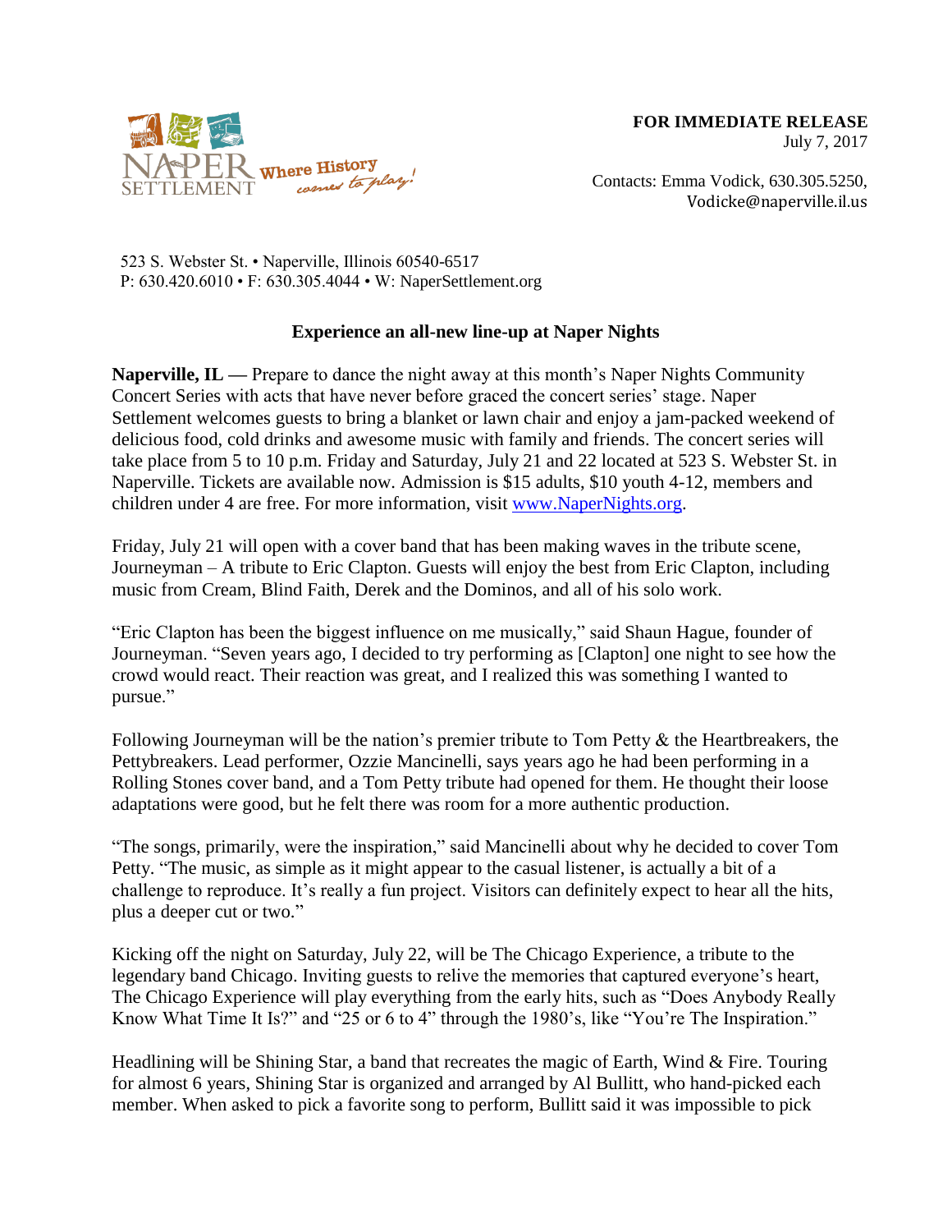NAPER SETTLEMENT Where History comes to play!

**FOR IMMEDIATE RELEASE**
July 7, 2017

Contacts: Emma Vodick, 630.305.5250,
Vodicke@naperville.il.us

523 S. Webster St. • Naperville, Illinois 60540-6517
P: 630.420.6010 • F: 630.305.4044 • W: NaperSettlement.org

**Experience an all-new line-up at Naper Nights**

**Naperville, IL —** Prepare to dance the night away at this month's Naper Nights Community Concert Series with acts that have never before graced the concert series' stage. Naper Settlement welcomes guests to bring a blanket or lawn chair and enjoy a jam-packed weekend of delicious food, cold drinks and awesome music with family and friends. The concert series will take place from 5 to 10 p.m. Friday and Saturday, July 21 and 22 located at 523 S. Webster St. in Naperville. Tickets are available now. Admission is $15 adults, $10 youth 4-12, members and children under 4 are free. For more information, visit [www.NaperNights.org](http://www.NaperNights.org).

Friday, July 21 will open with a cover band that has been making waves in the tribute scene, Journeyman – A tribute to Eric Clapton. Guests will enjoy the best from Eric Clapton, including music from Cream, Blind Faith, Derek and the Dominos, and all of his solo work.

"Eric Clapton has been the biggest influence on me musically," said Shaun Hague, founder of Journeyman. "Seven years ago, I decided to try performing as [Clapton] one night to see how the crowd would react. Their reaction was great, and I realized this was something I wanted to pursue."

Following Journeyman will be the nation's premier tribute to Tom Petty & the Heartbreakers, the Pettybreakers. Lead performer, Ozzie Mancinelli, says years ago he had been performing in a Rolling Stones cover band, and a Tom Petty tribute had opened for them. He thought their loose adaptations were good, but he felt there was room for a more authentic production.

"The songs, primarily, were the inspiration," said Mancinelli about why he decided to cover Tom Petty. "The music, as simple as it might appear to the casual listener, is actually a bit of a challenge to reproduce. It's really a fun project. Visitors can definitely expect to hear all the hits, plus a deeper cut or two."

Kicking off the night on Saturday, July 22, will be The Chicago Experience, a tribute to the legendary band Chicago. Inviting guests to relive the memories that captured everyone's heart, The Chicago Experience will play everything from the early hits, such as "Does Anybody Really Know What Time It Is?" and "25 or 6 to 4" through the 1980's, like "You're The Inspiration."

Headlining will be Shining Star, a band that recreates the magic of Earth, Wind & Fire. Touring for almost 6 years, Shining Star is organized and arranged by Al Bullitt, who hand-picked each member. When asked to pick a favorite song to perform, Bullitt said it was impossible to pick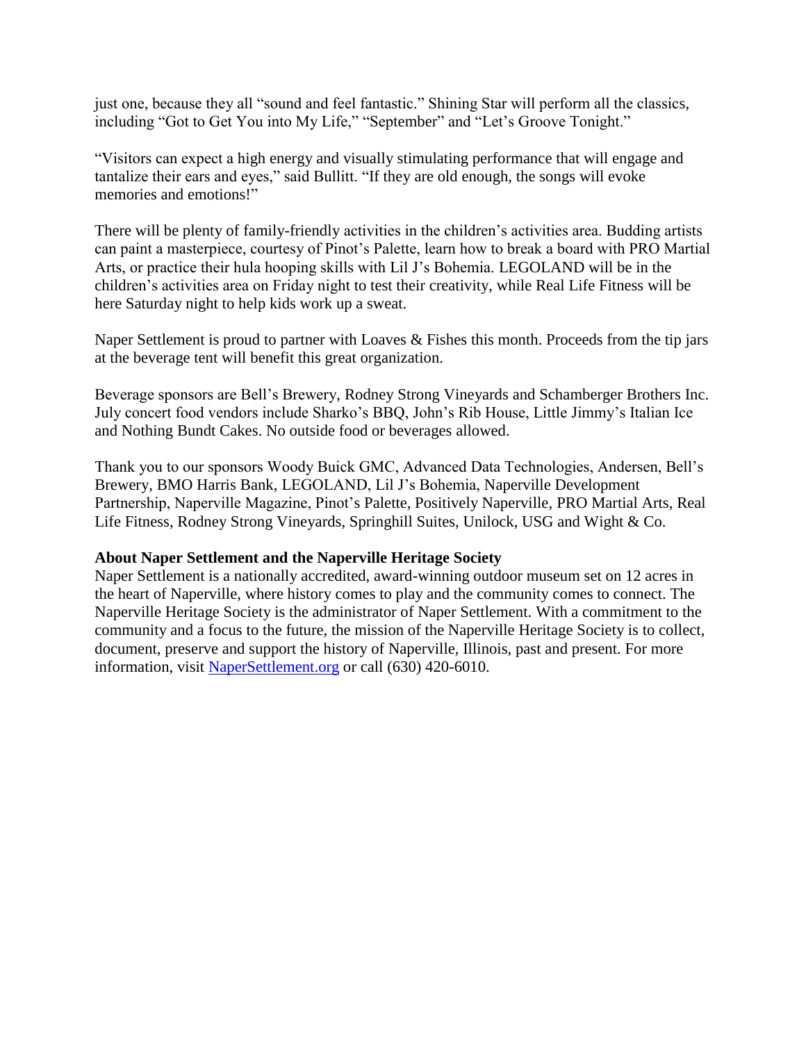just one, because they all "sound and feel fantastic." Shining Star will perform all the classics, including "Got to Get You into My Life," "September" and "Let's Groove Tonight."

"Visitors can expect a high energy and visually stimulating performance that will engage and tantalize their ears and eyes," said Bullitt. "If they are old enough, the songs will evoke memories and emotions!"

There will be plenty of family-friendly activities in the children's activities area. Budding artists can paint a masterpiece, courtesy of Pinot's Palette, learn how to break a board with PRO Martial Arts, or practice their hula hooping skills with Lil J's Bohemia. LEGOLAND will be in the children's activities area on Friday night to test their creativity, while Real Life Fitness will be here Saturday night to help kids work up a sweat.

Naper Settlement is proud to partner with Loaves & Fishes this month. Proceeds from the tip jars at the beverage tent will benefit this great organization.

Beverage sponsors are Bell's Brewery, Rodney Strong Vineyards and Schamberger Brothers Inc. July concert food vendors include Sharko's BBQ, John's Rib House, Little Jimmy's Italian Ice and Nothing Bundt Cakes. No outside food or beverages allowed.

Thank you to our sponsors Woody Buick GMC, Advanced Data Technologies, Andersen, Bell's Brewery, BMO Harris Bank, LEGOLAND, Lil J's Bohemia, Naperville Development Partnership, Naperville Magazine, Pinot's Palette, Positively Naperville, PRO Martial Arts, Real Life Fitness, Rodney Strong Vineyards, Springhill Suites, Unilock, USG and Wight & Co.

**About Naper Settlement and the Naperville Heritage Society**

Naper Settlement is a nationally accredited, award-winning outdoor museum set on 12 acres in the heart of Naperville, where history comes to play and the community comes to connect. The Naperville Heritage Society is the administrator of Naper Settlement. With a commitment to the community and a focus to the future, the mission of the Naperville Heritage Society is to collect, document, preserve and support the history of Naperville, Illinois, past and present. For more information, visit [NaperSettlement.org](http://NaperSettlement.org) or call (630) 420-6010.